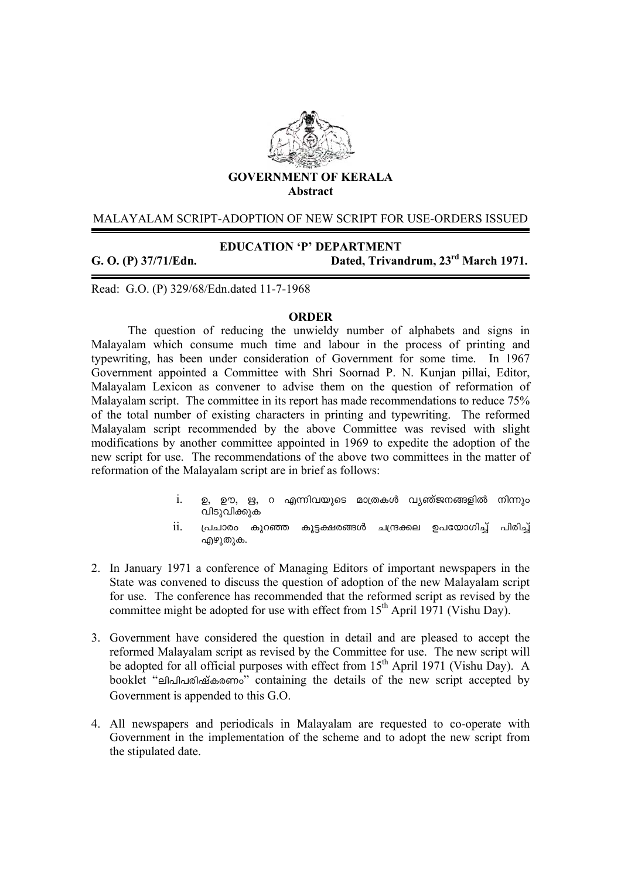**GOVERNMENT OF KERALA**
**Abstract**

MALAYALAM SCRIPT-ADOPTION OF NEW SCRIPT FOR USE-ORDERS ISSUED

**EDUCATION 'P' DEPARTMENT**

**G. O. (P) 37/71/Edn. Dated, Trivandrum, 23rd March 1971.**

Read: G.O. (P) 329/68/Edn.dated 11-7-1968

## ORDER

The question of reducing the unwieldy number of alphabets and signs in Malayalam which consume much time and labour in the process of printing and typewriting, has been under consideration of Government for some time. In 1967 Government appointed a Committee with Shri Soornad P. N. Kunjan pillai, Editor, Malayalam Lexicon as convener to advise them on the question of reformation of Malayalam script. The committee in its report has made recommendations to reduce 75% of the total number of existing characters in printing and typewriting. The reformed Malayalam script recommended by the above Committee was revised with slight modifications by another committee appointed in 1969 to expedite the adoption of the new script for use. The recommendations of the above two committees in the matter of reformation of the Malayalam script are in brief as follows:

i. ഉ, ഊ, ഋ, ൻ എന്നിവയുടെ മാത്രകൾ വ്യഞ്ജനങ്ങളിൽ നിന്നും വിടുവിക്കുക

ii. പ്രചാരം കുറഞ്ഞ കൂട്ടക്ഷരങ്ങൾ ചന്ദ്രക്കല ഉപയോഗിച്ച് പിരിച്ച് എഴുതുക.

2. In January 1971 a conference of Managing Editors of important newspapers in the State was convened to discuss the question of adoption of the new Malayalam script for use. The conference has recommended that the reformed script as revised by the committee might be adopted for use with effect from 15th April 1971 (Vishu Day).

3. Government have considered the question in detail and are pleased to accept the reformed Malayalam script as revised by the Committee for use. The new script will be adopted for all official purposes with effect from 15th April 1971 (Vishu Day). A booklet "ലിപിപരിഷ്കരണം" containing the details of the new script accepted by Government is appended to this G.O.

4. All newspapers and periodicals in Malayalam are requested to co-operate with Government in the implementation of the scheme and to adopt the new script from the stipulated date.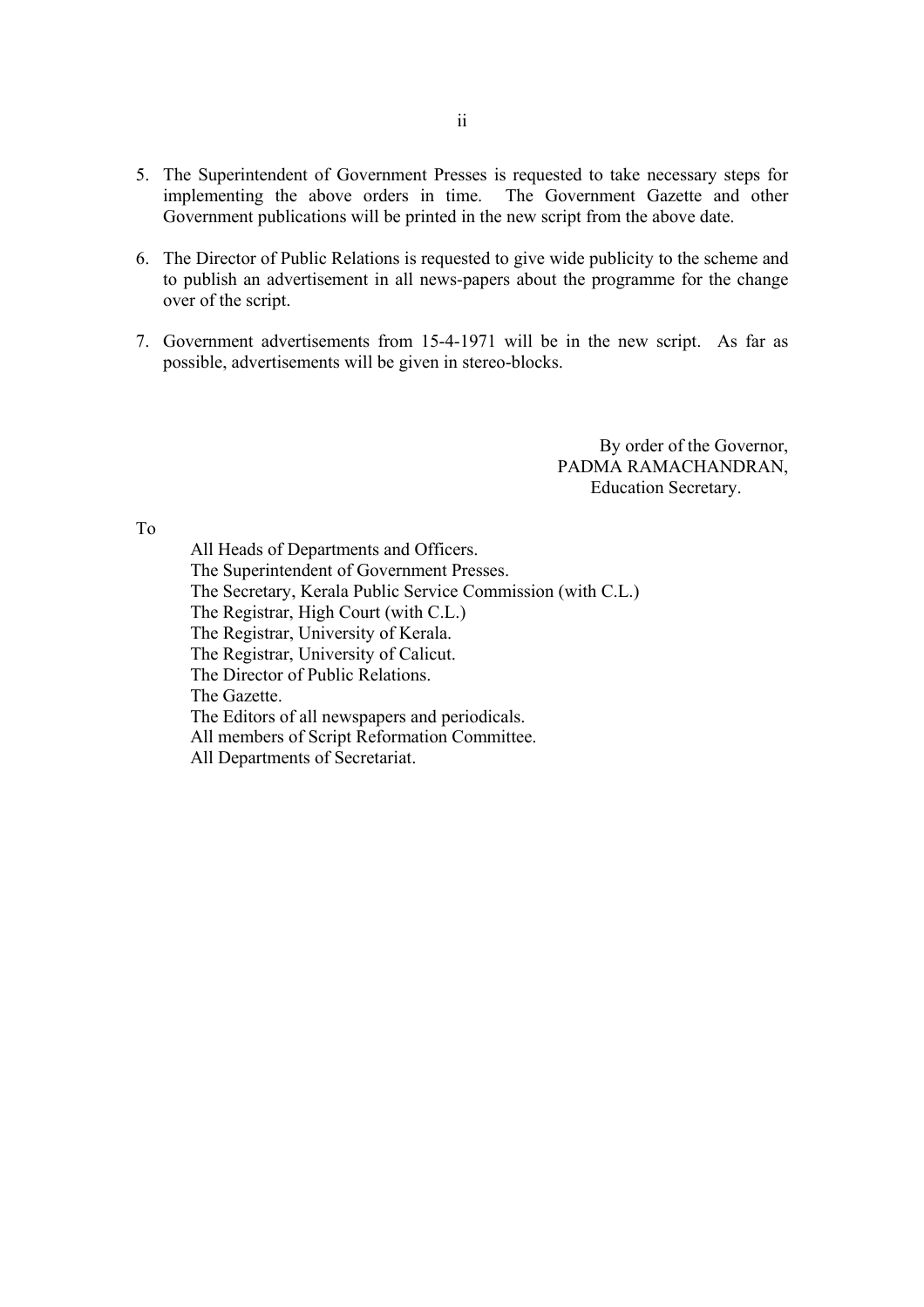5. The Superintendent of Government Presses is requested to take necessary steps for implementing the above orders in time. The Government Gazette and other Government publications will be printed in the new script from the above date.

6. The Director of Public Relations is requested to give wide publicity to the scheme and to publish an advertisement in all news-papers about the programme for the change over of the script.

7. Government advertisements from 15-4-1971 will be in the new script. As far as possible, advertisements will be given in stereo-blocks.

By order of the Governor,
PADMA RAMACHANDRAN,
Education Secretary.

To

All Heads of Departments and Officers.
The Superintendent of Government Presses.
The Secretary, Kerala Public Service Commission (with C.L.)
The Registrar, High Court (with C.L.)
The Registrar, University of Kerala.
The Registrar, University of Calicut.
The Director of Public Relations.
The Gazette.
The Editors of all newspapers and periodicals.
All members of Script Reformation Committee.
All Departments of Secretariat.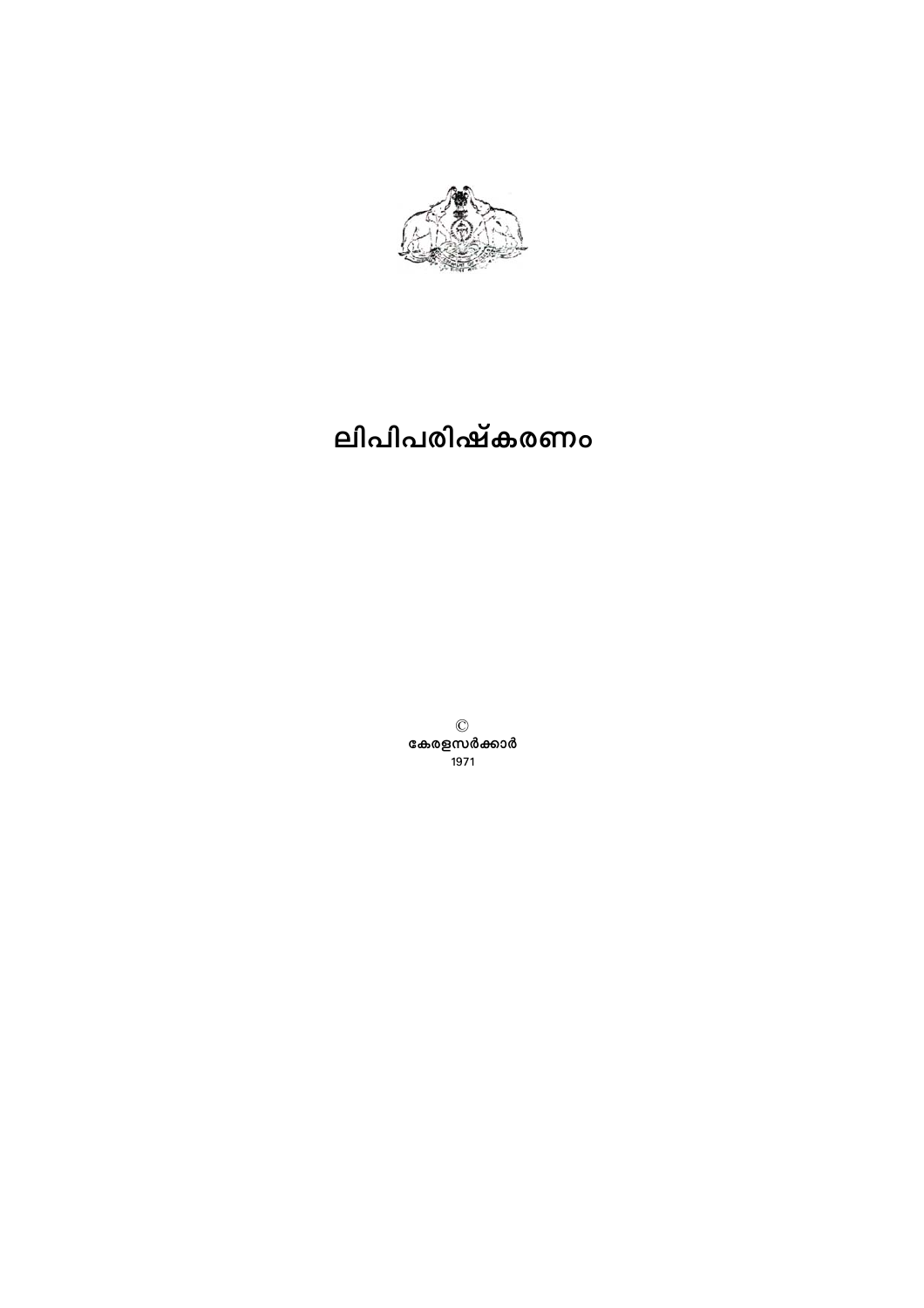# ലിപിപരിഷ്കരണം

©

**കേരളസർക്കാർ**

1971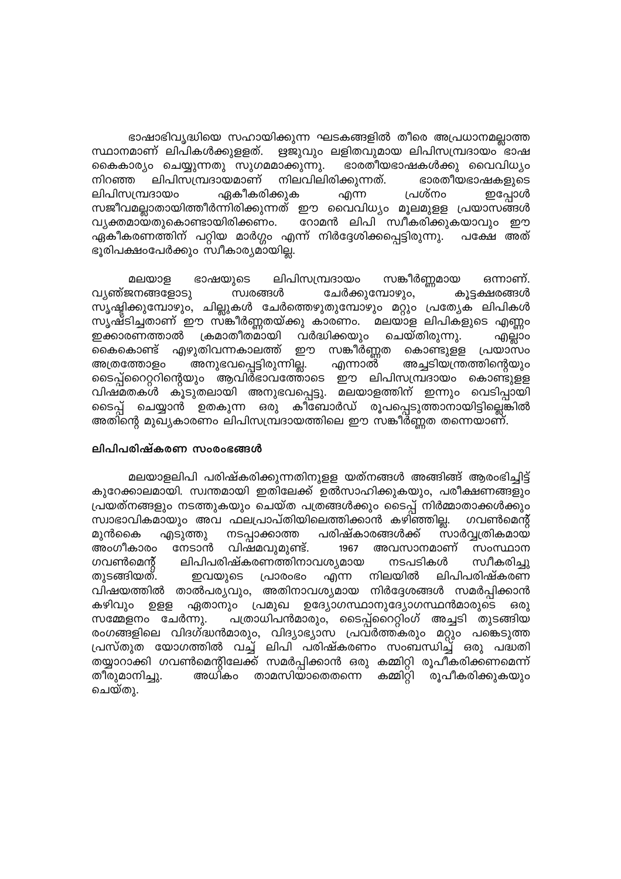ഭാഷാഭിവൃദ്ധിയെ സഹായിക്കുന്ന ഘടകങ്ങളിൽ തീരെ അപ്രധാനമല്ലാത്ത സ്ഥാനമാണ് ലിപികൾക്കുള്ളത്. ഋജുവും ലളിതവുമായ ലിപിസമ്പ്രദായം ഭാഷ കൈകാര്യം ചെയ്യുന്നതു സുഗമമാക്കുന്നു. ഭാരതീയഭാഷകൾക്കു വൈവിധ്യം നിറഞ്ഞ ലിപിസമ്പ്രദായമാണ് നിലവിലിരിക്കുന്നത്. ഭാരതീയഭാഷകളുടെ ലിപിസമ്പ്രദായം ഏകീകരിക്കുക എന്ന പ്രശ്നം ഇപ്പോൾ സജീവമല്ലാതായിത്തീർന്നിരിക്കുന്നത് ഈ വൈവിധ്യം മൂലമുള്ള പ്രയാസങ്ങൾ വ്യക്തമായതുകൊണ്ടായിരിക്കണം. റോമൻ ലിപി സ്വീകരിക്കുകയാവും ഈ ഏകീകരണത്തിന് പറ്റിയ മാർഗ്ഗം എന്ന് നിർദ്ദേശിക്കപ്പെട്ടിരുന്നു. പക്ഷേ അത് ഭൂരിപക്ഷംപേർക്കും സ്വീകാര്യമായില്ല.

മലയാള ഭാഷയുടെ ലിപിസമ്പ്രദായം സങ്കീർണ്ണമായ ഒന്നാണ്. വ്യഞ്ജനങ്ങളോടു സ്വരങ്ങൾ ചേർക്കുമ്പോഴും, കൂട്ടക്ഷരങ്ങൾ സൃഷ്ടിക്കുമ്പോഴും, ചില്ലുകൾ ചേർത്തെഴുതുമ്പോഴും മറ്റും പ്രത്യേക ലിപികൾ സൃഷ്ടിച്ചതാണ് ഈ സങ്കീർണ്ണതയ്ക്കു കാരണം. മലയാള ലിപികളുടെ എണ്ണം ഇക്കാരണത്താൽ ക്രമാതീതമായി വർദ്ധിക്കയും ചെയ്തിരുന്നു. എല്ലാം കൈകൊണ്ട് എഴുതിവന്നകാലത്ത് ഈ സങ്കീർണ്ണത കൊണ്ടുള്ള പ്രയാസം അത്രത്തോളം അനുഭവപ്പെട്ടിരുന്നില്ല. എന്നാൽ അച്ചടിയന്ത്രത്തിന്റെയും ടൈപ്പ്റൈറ്ററിന്റെയും ആവിർഭാവത്തോടെ ഈ ലിപിസമ്പ്രദായം കൊണ്ടുള്ള വിഷമതകൾ കൂടുതലായി അനുഭവപ്പെട്ടു. മലയാളത്തിന് ഇന്നും വെടിപ്പായി ടൈപ്പ് ചെയ്യാൻ ഉതകുന്ന ഒരു കീബോർഡ് രൂപപ്പെടുത്താനായിട്ടില്ലെങ്കിൽ അതിന്റെ മുഖ്യകാരണം ലിപിസമ്പ്രദായത്തിലെ ഈ സങ്കീർണ്ണത തന്നെയാണ്.

## ലിപിപരിഷ്കരണ സംരംഭങ്ങൾ

മലയാളലിപി പരിഷ്കരിക്കുന്നതിനുള്ള യത്നങ്ങൾ അങ്ങിങ്ങ് ആരംഭിച്ചിട്ട് കുറേക്കാലമായി. സ്വന്തമായി ഇതിലേക്ക് ഉൽസാഹിക്കുകയും, പരീക്ഷണങ്ങളും പ്രയത്നങ്ങളും നടത്തുകയും ചെയ്ത പത്രങ്ങൾക്കും ടൈപ്പ് നിർമ്മാതാക്കൾക്കും സ്വാഭാവികമായും അവ ഫലപ്രാപ്തിയിലെത്തിക്കാൻ കഴിഞ്ഞില്ല. ഗവൺമെന്റ് മുൻകൈ എടുത്തു നടപ്പാക്കാത്ത പരിഷ്കാരങ്ങൾക്ക് സാർവ്വത്രികമായ അംഗീകാരം നേടാൻ വിഷമവുമുണ്ട്. 1967 അവസാനമാണ് സംസ്ഥാന ഗവൺമെന്റ് ലിപിപരിഷ്കരണത്തിനാവശ്യമായ നടപടികൾ സ്വീകരിച്ചു തുടങ്ങിയത്. ഇവയുടെ പ്രാരംഭം എന്ന നിലയിൽ ലിപിപരിഷ്കരണ വിഷയത്തിൽ താൽപര്യവും, അതിനാവശ്യമായ നിർദ്ദേശങ്ങൾ സമർപ്പിക്കാൻ കഴിവും ഉള്ള ഏതാനും പ്രമുഖ ഉദ്യോഗസ്ഥാനുദ്യോഗസ്ഥൻമാരുടെ ഒരു സമ്മേളനം ചേർന്നു. പത്രാധിപൻമാരും, ടൈപ്പ്റൈറ്റിംഗ് അച്ചടി തുടങ്ങിയ രംഗങ്ങളിലെ വിദഗ്ദ്ധൻമാരും, വിദ്യാഭ്യാസ പ്രവർത്തകരും മറ്റും പങ്കെടുത്ത പ്രസ്തുത യോഗത്തിൽ വച്ച് ലിപി പരിഷ്കരണം സംബന്ധിച്ച് ഒരു പദ്ധതി തയ്യാറാക്കി ഗവൺമെന്റിലേക്ക് സമർപ്പിക്കാൻ ഒരു കമ്മിറ്റി രൂപീകരിക്കണമെന്ന് തീരുമാനിച്ചു. അധികം താമസിയാതെതന്നെ കമ്മിറ്റി രൂപീകരിക്കുകയും ചെയ്തു.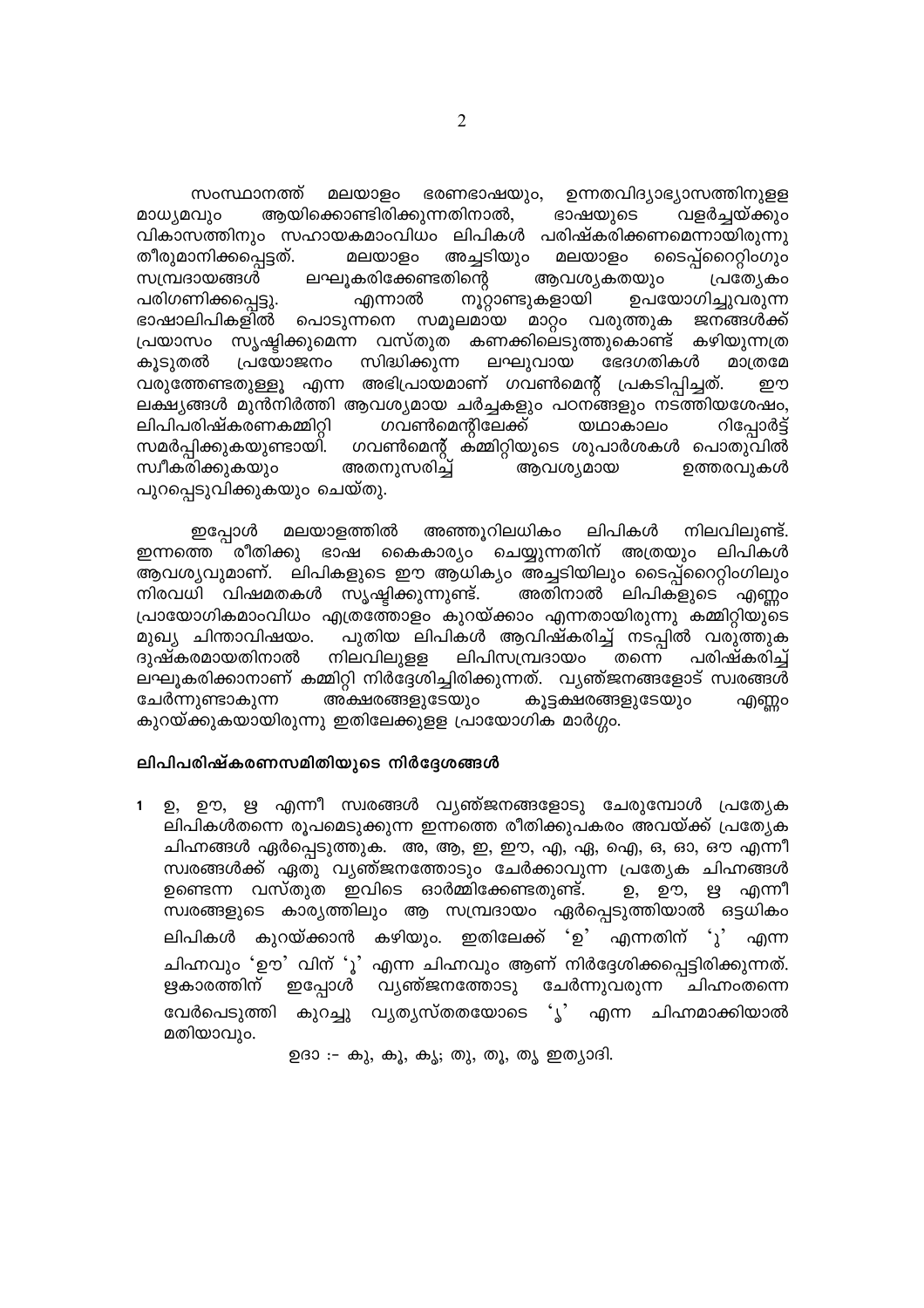സംസ്ഥാനത്ത് മലയാളം ഭരണഭാഷയും, ഉന്നതവിദ്യാഭ്യാസത്തിനുള്ള മാധ്യമവും ആയിക്കൊണ്ടിരിക്കുന്നതിനാൽ, ഭാഷയുടെ വളർച്ചയ്ക്കും വികാസത്തിനും സഹായകമാംവിധം ലിപികൾ പരിഷ്കരിക്കണമെന്നായിരുന്നു തീരുമാനിക്കപ്പെട്ടത്. മലയാളം അച്ചടിയും മലയാളം ടൈപ്പ്റൈറ്റിംഗും സമ്പ്രദായങ്ങൾ ലഘൂകരിക്കേണ്ടതിന്റെ ആവശ്യകതയും പ്രത്യേകം പരിഗണിക്കപ്പെട്ടു. എന്നാൽ നൂറ്റാണ്ടുകളായി ഉപയോഗിച്ചുവരുന്ന ഭാഷാലിപികളിൽ പൊടുന്നനെ സമൂലമായ മാറ്റം വരുത്തുക ജനങ്ങൾക്ക് പ്രയാസം സൃഷ്ടിക്കുമെന്ന വസ്തുത കണക്കിലെടുത്തുകൊണ്ട് കഴിയുന്നത്ര കൂടുതൽ പ്രയോജനം സിദ്ധിക്കുന്ന ലഘുവായ ഭേദഗതികൾ മാത്രമേ വരുത്തേണ്ടതുള്ളൂ എന്ന അഭിപ്രായമാണ് ഗവൺമെന്റ് പ്രകടിപ്പിച്ചത്. ഈ ലക്ഷ്യങ്ങൾ മുൻനിർത്തി ആവശ്യമായ ചർച്ചകളും പഠനങ്ങളും നടത്തിയശേഷം, ലിപിപരിഷ്കരണകമ്മിറ്റി ഗവൺമെന്റിലേക്ക് യഥാകാലം റിപ്പോർട്ട് സമർപ്പിക്കുകയുണ്ടായി. ഗവൺമെന്റ് കമ്മിറ്റിയുടെ ശുപാർശകൾ പൊതുവിൽ സ്വീകരിക്കുകയും അതനുസരിച്ച് ആവശ്യമായ ഉത്തരവുകൾ പുറപ്പെടുവിക്കുകയും ചെയ്തു.

ഇപ്പോൾ മലയാളത്തിൽ അഞ്ഞൂറിലധികം ലിപികൾ നിലവിലുണ്ട്. ഇന്നത്തെ രീതിക്കു ഭാഷ കൈകാര്യം ചെയ്യുന്നതിന് അത്രയും ലിപികൾ ആവശ്യവുമാണ്. ലിപികളുടെ ഈ ആധിക്യം അച്ചടിയിലും ടൈപ്പ്റൈറ്റിംഗിലും നിരവധി വിഷമതകൾ സൃഷ്ടിക്കുന്നുണ്ട്. അതിനാൽ ലിപികളുടെ എണ്ണം പ്രായോഗികമാംവിധം എത്രത്തോളം കുറയ്ക്കാം എന്നതായിരുന്നു കമ്മിറ്റിയുടെ മുഖ്യ ചിന്താവിഷയം. പുതിയ ലിപികൾ ആവിഷ്കരിച്ച് നടപ്പിൽ വരുത്തുക ദുഷ്കരമായതിനാൽ നിലവിലുള്ള ലിപിസമ്പ്രദായം തന്നെ പരിഷ്കരിച്ച് ലഘൂകരിക്കാനാണ് കമ്മിറ്റി നിർദ്ദേശിച്ചിരിക്കുന്നത്. വ്യഞ്ജനങ്ങളോട് സ്വരങ്ങൾ ചേർന്നുണ്ടാകുന്ന അക്ഷരങ്ങളുടേയും കൂട്ടക്ഷരങ്ങളുടേയും എണ്ണം കുറയ്ക്കുകയായിരുന്നു ഇതിലേക്കുള്ള പ്രായോഗിക മാർഗ്ഗം.

### ലിപിപരിഷ്കരണസമിതിയുടെ നിർദ്ദേശങ്ങൾ

1 ഉ, ഊ, ഋ എന്നീ സ്വരങ്ങൾ വ്യഞ്ജനങ്ങളോടു ചേരുമ്പോൾ പ്രത്യേക ലിപികൾതന്നെ രൂപമെടുക്കുന്ന ഇന്നത്തെ രീതിക്കുപകരം അവയ്ക്ക് പ്രത്യേക ചിഹ്നങ്ങൾ ഏർപ്പെടുത്തുക. അ, ആ, ഇ, ഈ, എ, ഏ, ഐ, ഒ, ഓ, ഔ എന്നീ സ്വരങ്ങൾക്ക് ഏതു വ്യഞ്ജനത്തോടും ചേർക്കാവുന്ന പ്രത്യേക ചിഹ്നങ്ങൾ ഉണ്ടെന്ന വസ്തുത ഇവിടെ ഓർമ്മിക്കേണ്ടതുണ്ട്. ഉ, ഊ, ഋ എന്നീ സ്വരങ്ങളുടെ കാര്യത്തിലും ആ സമ്പ്രദായം ഏർപ്പെടുത്തിയാൽ ഒട്ടധികം ലിപികൾ കുറയ്ക്കാൻ കഴിയും. ഇതിലേക്ക് 'ഉ' എന്നതിന് 'ു' എന്ന ചിഹ്നവും 'ഊ' വിന് 'ൂ' എന്ന ചിഹ്നവും ആണ് നിർദ്ദേശിക്കപ്പെട്ടിരിക്കുന്നത്. ഋകാരത്തിന് ഇപ്പോൾ വ്യഞ്ജനത്തോടു ചേർന്നുവരുന്ന ചിഹ്നംതന്നെ വേർപെടുത്തി കുറച്ചു വ്യത്യസ്തതയോടെ 'ൃ' എന്ന ചിഹ്നമാക്കിയാൽ മതിയാവും.

ഉദാ :- കു, കൂ, കൃ; തു, തൂ, തൃ ഇത്യാദി.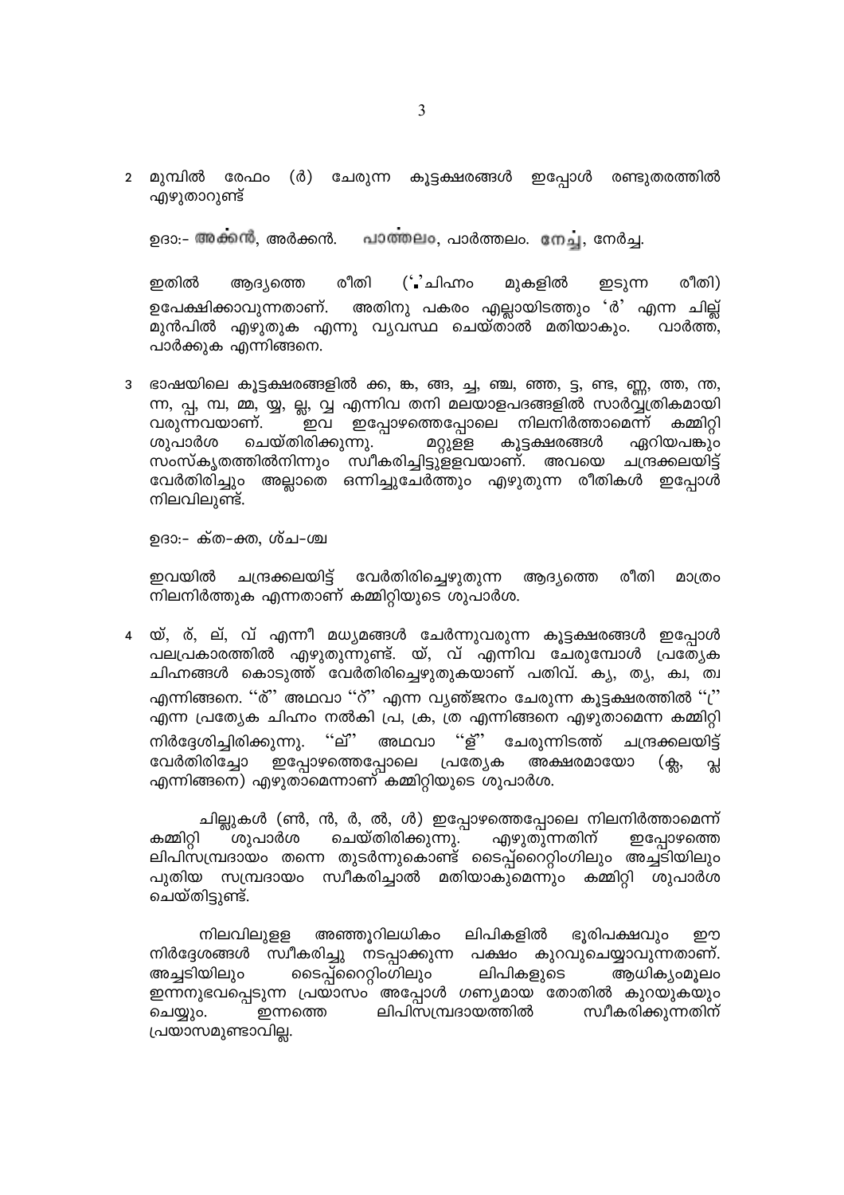2 മുമ്പിൽ രേഫം (ർ) ചേരുന്ന കൂട്ടക്ഷരങ്ങൾ ഇപ്പോൾ രണ്ടുതരത്തിൽ എഴുതാറുണ്ട്

ഉദാ:- അൎക്കൻ, അർക്കൻ. പാൎത്ഥലം, പാർത്ഥലം. നേൎച്ച, നേർച്ച.

ഇതിൽ ആദ്യത്തെ രീതി ('ൎ'ചിഹ്നം മുകളിൽ ഇടുന്ന രീതി) ഉപേക്ഷിക്കാവുന്നതാണ്. അതിനു പകരം എല്ലായിടത്തും 'ർ' എന്ന ചില്ല് മുൻപിൽ എഴുതുക എന്നു വ്യവസ്ഥ ചെയ്താൽ മതിയാകും. വാർത്ത, പാർക്കുക എന്നിങ്ങനെ.

3 ഭാഷയിലെ കൂട്ടക്ഷരങ്ങളിൽ ക്ക, ങ്ക, ങ്ങ, ച്ച, ഞ്ച, ഞ്ഞ, ട്ട, ണ്ട, ണ്ണ, ത്ത, ന്ത, ന്ന, പ്പ, മ്പ, മ്മ, య്య, ല്ല, വ്വ എന്നിവ തനി മലയാളപദങ്ങളിൽ സാർവ്വത്രികമായി വരുന്നവയാണ്. ഇവ ഇപ്പോഴത്തെപ്പോലെ നിലനിർത്താമെന്ന് കമ്മിറ്റി ശുപാർശ ചെയ്തിരിക്കുന്നു. മറ്റുള്ള കൂട്ടക്ഷരങ്ങൾ ഏറിയപങ്കും സംസ്കൃതത്തിൽനിന്നും സ്വീകരിച്ചിട്ടുള്ളവയാണ്. അവയെ ചന്ദ്രക്കലയിട്ട് വേർതിരിച്ചും അല്ലാതെ ഒന്നിച്ചുചേർത്തും എഴുതുന്ന രീതികൾ ഇപ്പോൾ നിലവിലുണ്ട്.

ഉദാ:- ക്‌ത-ക്ത, ശ്‌ച-ശ്ച

ഇവയിൽ ചന്ദ്രക്കലയിട്ട് വേർതിരിച്ചെഴുതുന്ന ആദ്യത്തെ രീതി മാത്രം നിലനിർത്തുക എന്നതാണ് കമ്മിറ്റിയുടെ ശുപാർശ.

4 യ്, ര്, ല്, വ് എന്നീ മധ്യമങ്ങൾ ചേർന്നുവരുന്ന കൂട്ടക്ഷരങ്ങൾ ഇപ്പോൾ പലപ്രകാരത്തിൽ എഴുതുന്നുണ്ട്. യ്, വ് എന്നിവ ചേരുമ്പോൾ പ്രത്യേക ചിഹ്നങ്ങൾ കൊടുത്ത് വേർതിരിച്ചെഴുതുകയാണ് പതിവ്. ക്യ, ത്യ, ക്വ, ത്വ എന്നിങ്ങനെ. ''ര്'' അഥവാ ''റ്'' എന്ന വ്യഞ്ജനം ചേരുന്ന കൂട്ടക്ഷരത്തിൽ ''്ര'' എന്ന പ്രത്യേക ചിഹ്നം നൽകി പ്ര, ക്ര, ത്ര എന്നിങ്ങനെ എഴുതാമെന്ന കമ്മിറ്റി നിർദ്ദേശിച്ചിരിക്കുന്നു. ''ല്'' അഥവാ ''ള്'' ചേരുന്നിടത്ത് ചന്ദ്രക്കലയിട്ട് വേർതിരിച്ചോ ഇപ്പോഴത്തെപ്പോലെ പ്രത്യേക അക്ഷരമായോ (ക്ല, പ്ല എന്നിങ്ങനെ) എഴുതാമെന്നാണ് കമ്മിറ്റിയുടെ ശുപാർശ.

ചില്ലുകൾ (ൺ, ൻ, ർ, ൽ, ൾ) ഇപ്പോഴത്തെപ്പോലെ നിലനിർത്താമെന്ന് കമ്മിറ്റി ശുപാർശ ചെയ്തിരിക്കുന്നു. എഴുതുന്നതിന് ഇപ്പോഴത്തെ ലിപിസമ്പ്രദായം തന്നെ തുടർന്നുകൊണ്ട് ടൈപ്പ്റൈറ്റിംഗിലും അച്ചടിയിലും പുതിയ സമ്പ്രദായം സ്വീകരിച്ചാൽ മതിയാകുമെന്നും കമ്മിറ്റി ശുപാർശ ചെയ്തിട്ടുണ്ട്.

നിലവിലുള്ള അഞ്ഞൂറിലധികം ലിപികളിൽ ഭൂരിപക്ഷവും ഈ നിർദ്ദേശങ്ങൾ സ്വീകരിച്ചു നടപ്പാക്കുന്ന പക്ഷം കുറവുചെയ്യാവുന്നതാണ്. അച്ചടിയിലും ടൈപ്പ്റൈറ്റിംഗിലും ലിപികളുടെ ആധിക്യംമൂലം ഇന്നനുഭവപ്പെടുന്ന പ്രയാസം അപ്പോൾ ഗണ്യമായ തോതിൽ കുറയുകയും ചെയ്യും. ഇന്നത്തെ ലിപിസമ്പ്രദായത്തിൽ സ്വീകരിക്കുന്നതിന് പ്രയാസമുണ്ടാവില്ല.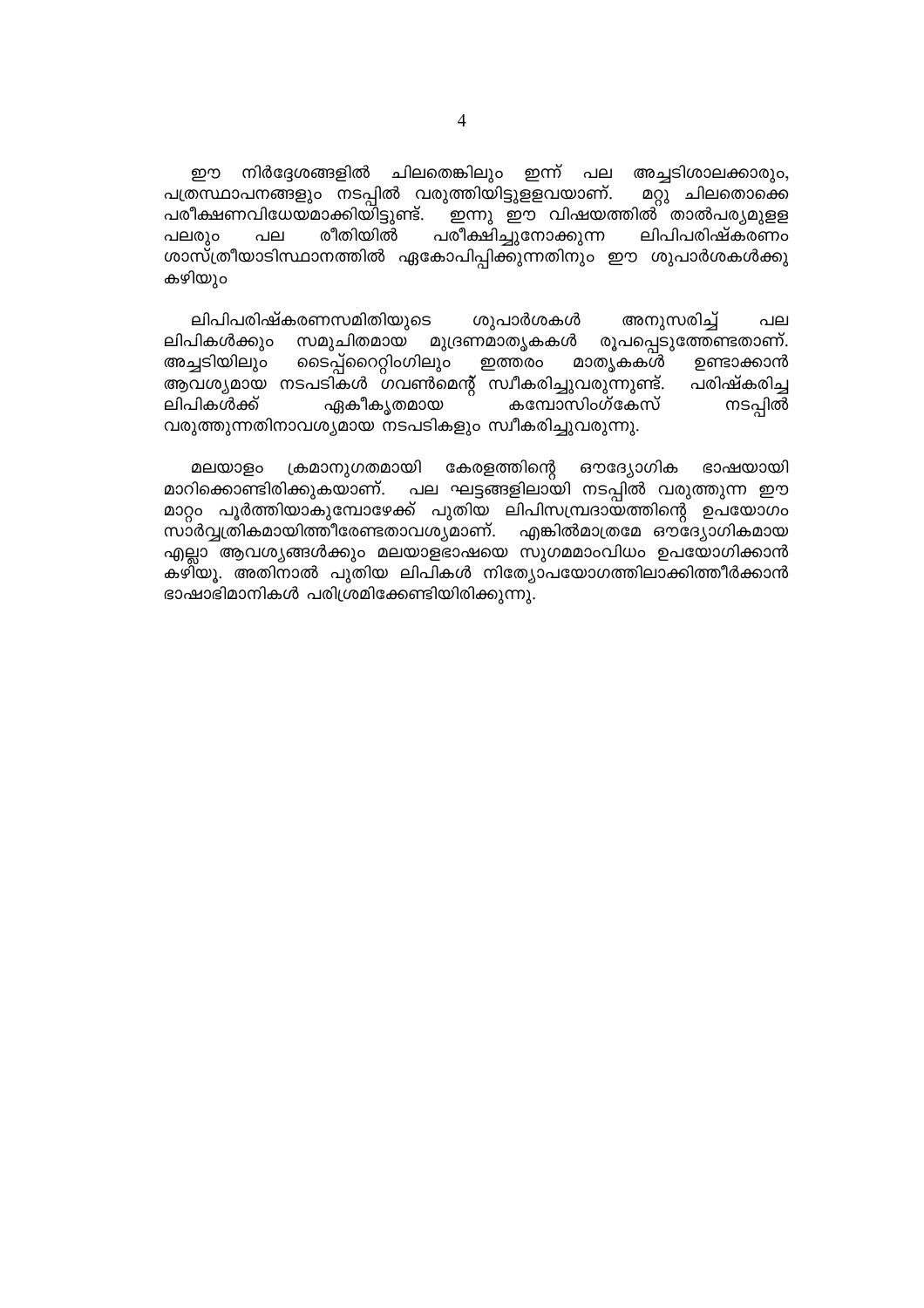ഈ നിർദ്ദേശങ്ങളിൽ ചിലതെങ്കിലും ഇന്ന് പല അച്ചടിശാലക്കാരും, പത്രസ്ഥാപനങ്ങളും നടപ്പിൽ വരുത്തിയിട്ടുള്ളവയാണ്. മറ്റു ചിലതൊക്കെ പരീക്ഷണവിധേയമാക്കിയിട്ടുണ്ട്. ഇന്നു ഈ വിഷയത്തിൽ താൽപര്യമുള്ള പലരും പല രീതിയിൽ പരീക്ഷിച്ചുനോക്കുന്ന ലിപിപരിഷ്കരണം ശാസ്ത്രീയാടിസ്ഥാനത്തിൽ ഏകോപിപ്പിക്കുന്നതിനും ഈ ശുപാർശകൾക്കു കഴിയും

ലിപിപരിഷ്കരണസമിതിയുടെ ശുപാർശകൾ അനുസരിച്ച് പല ലിപികൾക്കും സമുചിതമായ മുദ്രണമാതൃകകൾ രൂപപ്പെടുത്തേണ്ടതാണ്. അച്ചടിയിലും ടൈപ്പ്റൈറ്റിംഗിലും ഇത്തരം മാതൃകകൾ ഉണ്ടാക്കാൻ ആവശ്യമായ നടപടികൾ ഗവൺമെന്റ് സ്വീകരിച്ചുവരുന്നുണ്ട്. പരിഷ്കരിച്ച ലിപികൾക്ക് ഏകീകൃതമായ കമ്പോസിംഗ്കേസ് നടപ്പിൽ വരുത്തുന്നതിനാവശ്യമായ നടപടികളും സ്വീകരിച്ചുവരുന്നു.

മലയാളം ക്രമാനുഗതമായി കേരളത്തിന്റെ ഔദ്യോഗിക ഭാഷയായി മാറിക്കൊണ്ടിരിക്കുകയാണ്. പല ഘട്ടങ്ങളിലായി നടപ്പിൽ വരുത്തുന്ന ഈ മാറ്റം പൂർത്തിയാകുമ്പോഴേക്ക് പുതിയ ലിപിസമ്പ്രദായത്തിന്റെ ഉപയോഗം സാർവ്വത്രികമായിത്തീരേണ്ടതാവശ്യമാണ്. എങ്കിൽമാത്രമേ ഔദ്യോഗികമായ എല്ലാ ആവശ്യങ്ങൾക്കും മലയാളഭാഷയെ സുഗമമാംവിധം ഉപയോഗിക്കാൻ കഴിയൂ. അതിനാൽ പുതിയ ലിപികൾ നിത്യോപയോഗത്തിലാക്കിത്തീർക്കാൻ ഭാഷാഭിമാനികൾ പരിശ്രമിക്കേണ്ടിയിരിക്കുന്നു.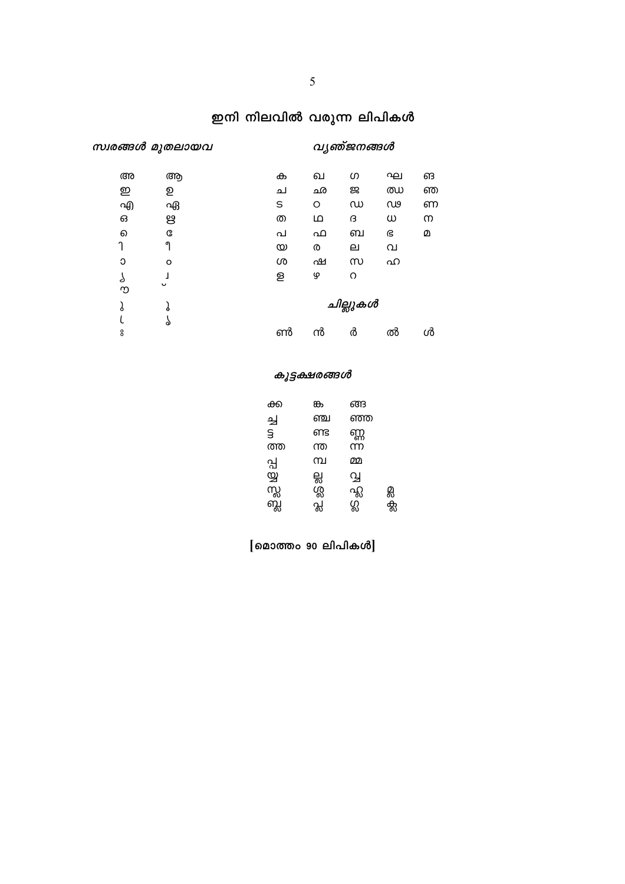# ഇനി നിലവിൽ വരുന്ന ലിപികൾ

***സ്വരങ്ങൾ മുതലായവ***

| | |
|---|---|
| അ | ആ |
| ഇ | ഉ |
| എ | ഏ |
| ഒ | ഋ |
| െ | േ |
| ി | ീ |
| ാ | ം |
| ു | ൂ |
| ൗ | |
| ൃ | ൄ |
| ൢ | ൣ |
| ഃ | |

***വ്യഞ്ജനങ്ങൾ***

| | | | | |
|---|---|---|---|---|
| ക | ഖ | ഗ | ഘ | ങ |
| ച | ഛ | ജ | ഝ | ഞ |
| ട | ഠ | ഡ | ഢ | ണ |
| ത | ഥ | ദ | ധ | ന |
| പ | ഫ | ബ | ഭ | മ |
| യ | ര | ല | വ | |
| ശ | ഷ | സ | ഹ | |
| ള | ഴ | റ | | |

***ചില്ലുകൾ***

| | | | | |
|---|---|---|---|---|
| ൺ | ൻ | ർ | ൽ | ൾ |

***കൂട്ടക്ഷരങ്ങൾ***

| | | | |
|---|---|---|---|
| ക്ക | ങ്ക | ങ്ങ | |
| ച്ച | ഞ്ച | ഞ്ഞ | |
| ട്ട | ണ്ട | ണ്ണ | |
| ത്ത | ന്ത | ന്ന | |
| പ്പ | മ്പ | മ്മ | |
| യ്യ | ല്ല | വ്വ | |
| സ്ല | ശ്ല | ഹ്ല | മ്ല |
| ബ്ല | പ്ല | ഗ്ല | ക്ല |

**[മൊത്തം 90 ലിപികൾ]**